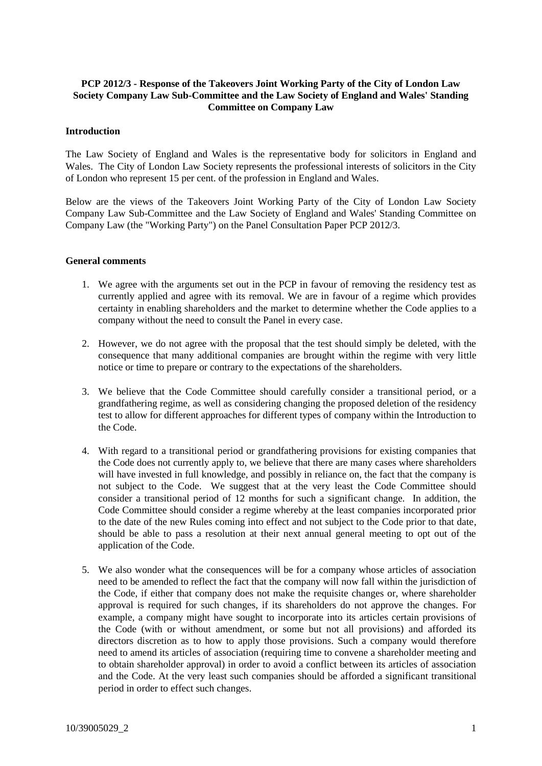**PCP 2012/3 - Response of the Takeovers Joint Working Party of the City of London Law Society Company Law Sub-Committee and the Law Society of England and Wales' Standing Committee on Company Law**

**Introduction**

The Law Society of England and Wales is the representative body for solicitors in England and Wales. The City of London Law Society represents the professional interests of solicitors in the City of London who represent 15 per cent. of the profession in England and Wales.

Below are the views of the Takeovers Joint Working Party of the City of London Law Society Company Law Sub-Committee and the Law Society of England and Wales' Standing Committee on Company Law (the "Working Party") on the Panel Consultation Paper PCP 2012/3.

**General comments**

1. We agree with the arguments set out in the PCP in favour of removing the residency test as currently applied and agree with its removal. We are in favour of a regime which provides certainty in enabling shareholders and the market to determine whether the Code applies to a company without the need to consult the Panel in every case.

2. However, we do not agree with the proposal that the test should simply be deleted, with the consequence that many additional companies are brought within the regime with very little notice or time to prepare or contrary to the expectations of the shareholders.

3. We believe that the Code Committee should carefully consider a transitional period, or a grandfathering regime, as well as considering changing the proposed deletion of the residency test to allow for different approaches for different types of company within the Introduction to the Code.

4. With regard to a transitional period or grandfathering provisions for existing companies that the Code does not currently apply to, we believe that there are many cases where shareholders will have invested in full knowledge, and possibly in reliance on, the fact that the company is not subject to the Code. We suggest that at the very least the Code Committee should consider a transitional period of 12 months for such a significant change. In addition, the Code Committee should consider a regime whereby at the least companies incorporated prior to the date of the new Rules coming into effect and not subject to the Code prior to that date, should be able to pass a resolution at their next annual general meeting to opt out of the application of the Code.

5. We also wonder what the consequences will be for a company whose articles of association need to be amended to reflect the fact that the company will now fall within the jurisdiction of the Code, if either that company does not make the requisite changes or, where shareholder approval is required for such changes, if its shareholders do not approve the changes. For example, a company might have sought to incorporate into its articles certain provisions of the Code (with or without amendment, or some but not all provisions) and afforded its directors discretion as to how to apply those provisions. Such a company would therefore need to amend its articles of association (requiring time to convene a shareholder meeting and to obtain shareholder approval) in order to avoid a conflict between its articles of association and the Code. At the very least such companies should be afforded a significant transitional period in order to effect such changes.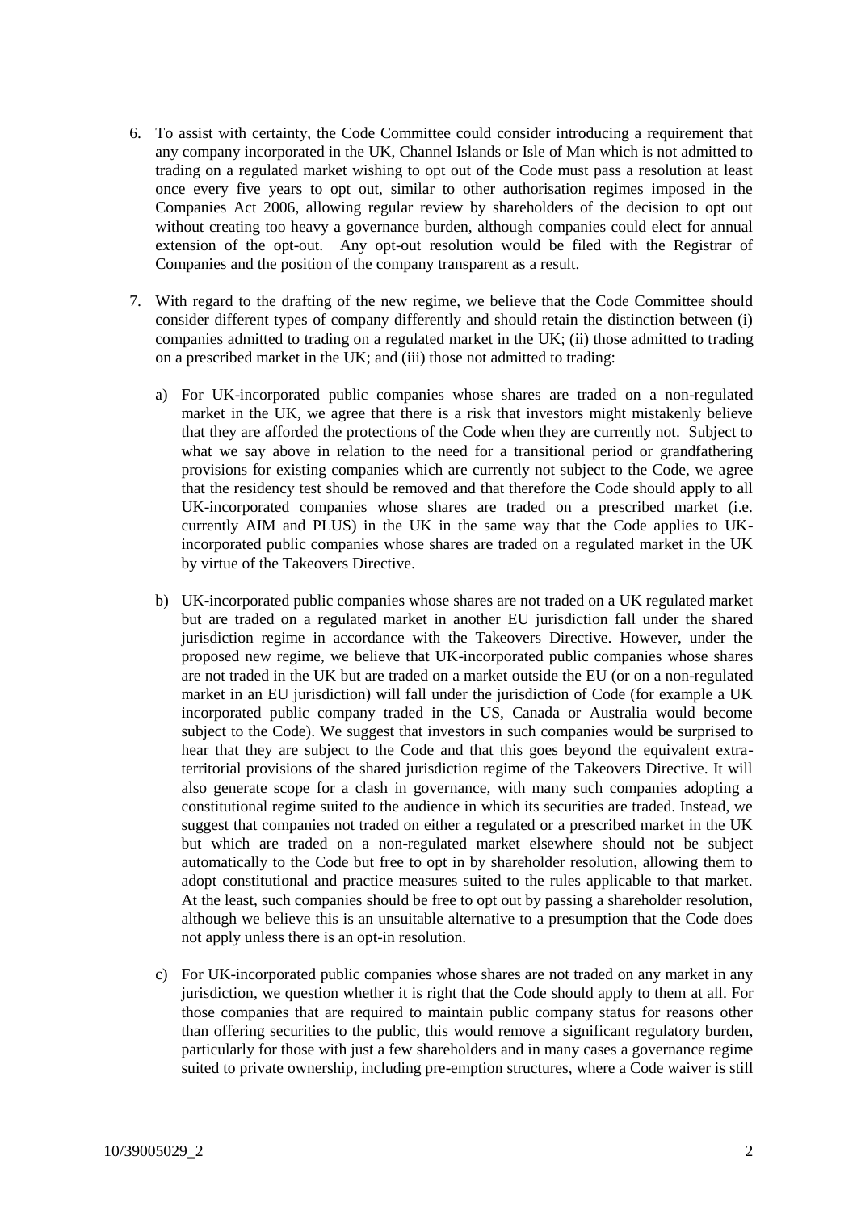6. To assist with certainty, the Code Committee could consider introducing a requirement that any company incorporated in the UK, Channel Islands or Isle of Man which is not admitted to trading on a regulated market wishing to opt out of the Code must pass a resolution at least once every five years to opt out, similar to other authorisation regimes imposed in the Companies Act 2006, allowing regular review by shareholders of the decision to opt out without creating too heavy a governance burden, although companies could elect for annual extension of the opt-out. Any opt-out resolution would be filed with the Registrar of Companies and the position of the company transparent as a result.

7. With regard to the drafting of the new regime, we believe that the Code Committee should consider different types of company differently and should retain the distinction between (i) companies admitted to trading on a regulated market in the UK; (ii) those admitted to trading on a prescribed market in the UK; and (iii) those not admitted to trading:

   a) For UK-incorporated public companies whose shares are traded on a non-regulated market in the UK, we agree that there is a risk that investors might mistakenly believe that they are afforded the protections of the Code when they are currently not. Subject to what we say above in relation to the need for a transitional period or grandfathering provisions for existing companies which are currently not subject to the Code, we agree that the residency test should be removed and that therefore the Code should apply to all UK-incorporated companies whose shares are traded on a prescribed market (i.e. currently AIM and PLUS) in the UK in the same way that the Code applies to UK-incorporated public companies whose shares are traded on a regulated market in the UK by virtue of the Takeovers Directive.

   b) UK-incorporated public companies whose shares are not traded on a UK regulated market but are traded on a regulated market in another EU jurisdiction fall under the shared jurisdiction regime in accordance with the Takeovers Directive. However, under the proposed new regime, we believe that UK-incorporated public companies whose shares are not traded in the UK but are traded on a market outside the EU (or on a non-regulated market in an EU jurisdiction) will fall under the jurisdiction of Code (for example a UK incorporated public company traded in the US, Canada or Australia would become subject to the Code). We suggest that investors in such companies would be surprised to hear that they are subject to the Code and that this goes beyond the equivalent extra-territorial provisions of the shared jurisdiction regime of the Takeovers Directive. It will also generate scope for a clash in governance, with many such companies adopting a constitutional regime suited to the audience in which its securities are traded. Instead, we suggest that companies not traded on either a regulated or a prescribed market in the UK but which are traded on a non-regulated market elsewhere should not be subject automatically to the Code but free to opt in by shareholder resolution, allowing them to adopt constitutional and practice measures suited to the rules applicable to that market. At the least, such companies should be free to opt out by passing a shareholder resolution, although we believe this is an unsuitable alternative to a presumption that the Code does not apply unless there is an opt-in resolution.

   c) For UK-incorporated public companies whose shares are not traded on any market in any jurisdiction, we question whether it is right that the Code should apply to them at all. For those companies that are required to maintain public company status for reasons other than offering securities to the public, this would remove a significant regulatory burden, particularly for those with just a few shareholders and in many cases a governance regime suited to private ownership, including pre-emption structures, where a Code waiver is still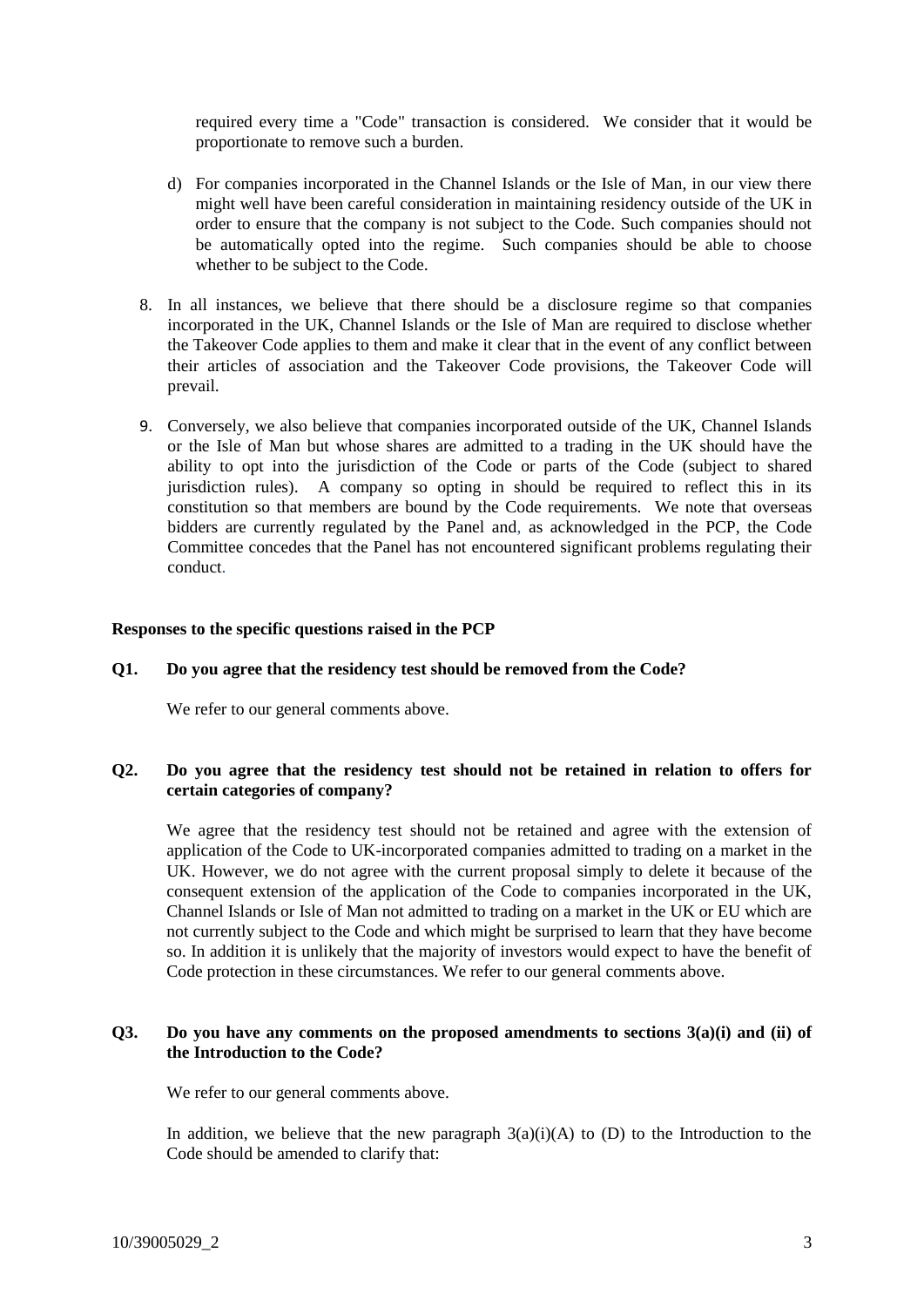required every time a "Code" transaction is considered. We consider that it would be proportionate to remove such a burden.

d) For companies incorporated in the Channel Islands or the Isle of Man, in our view there might well have been careful consideration in maintaining residency outside of the UK in order to ensure that the company is not subject to the Code. Such companies should not be automatically opted into the regime. Such companies should be able to choose whether to be subject to the Code.

8. In all instances, we believe that there should be a disclosure regime so that companies incorporated in the UK, Channel Islands or the Isle of Man are required to disclose whether the Takeover Code applies to them and make it clear that in the event of any conflict between their articles of association and the Takeover Code provisions, the Takeover Code will prevail.

9. Conversely, we also believe that companies incorporated outside of the UK, Channel Islands or the Isle of Man but whose shares are admitted to a trading in the UK should have the ability to opt into the jurisdiction of the Code or parts of the Code (subject to shared jurisdiction rules). A company so opting in should be required to reflect this in its constitution so that members are bound by the Code requirements. We note that overseas bidders are currently regulated by the Panel and, as acknowledged in the PCP, the Code Committee concedes that the Panel has not encountered significant problems regulating their conduct.

**Responses to the specific questions raised in the PCP**

**Q1. Do you agree that the residency test should be removed from the Code?**

We refer to our general comments above.

**Q2. Do you agree that the residency test should not be retained in relation to offers for certain categories of company?**

We agree that the residency test should not be retained and agree with the extension of application of the Code to UK-incorporated companies admitted to trading on a market in the UK. However, we do not agree with the current proposal simply to delete it because of the consequent extension of the application of the Code to companies incorporated in the UK, Channel Islands or Isle of Man not admitted to trading on a market in the UK or EU which are not currently subject to the Code and which might be surprised to learn that they have become so. In addition it is unlikely that the majority of investors would expect to have the benefit of Code protection in these circumstances. We refer to our general comments above.

**Q3. Do you have any comments on the proposed amendments to sections 3(a)(i) and (ii) of the Introduction to the Code?**

We refer to our general comments above.

In addition, we believe that the new paragraph 3(a)(i)(A) to (D) to the Introduction to the Code should be amended to clarify that: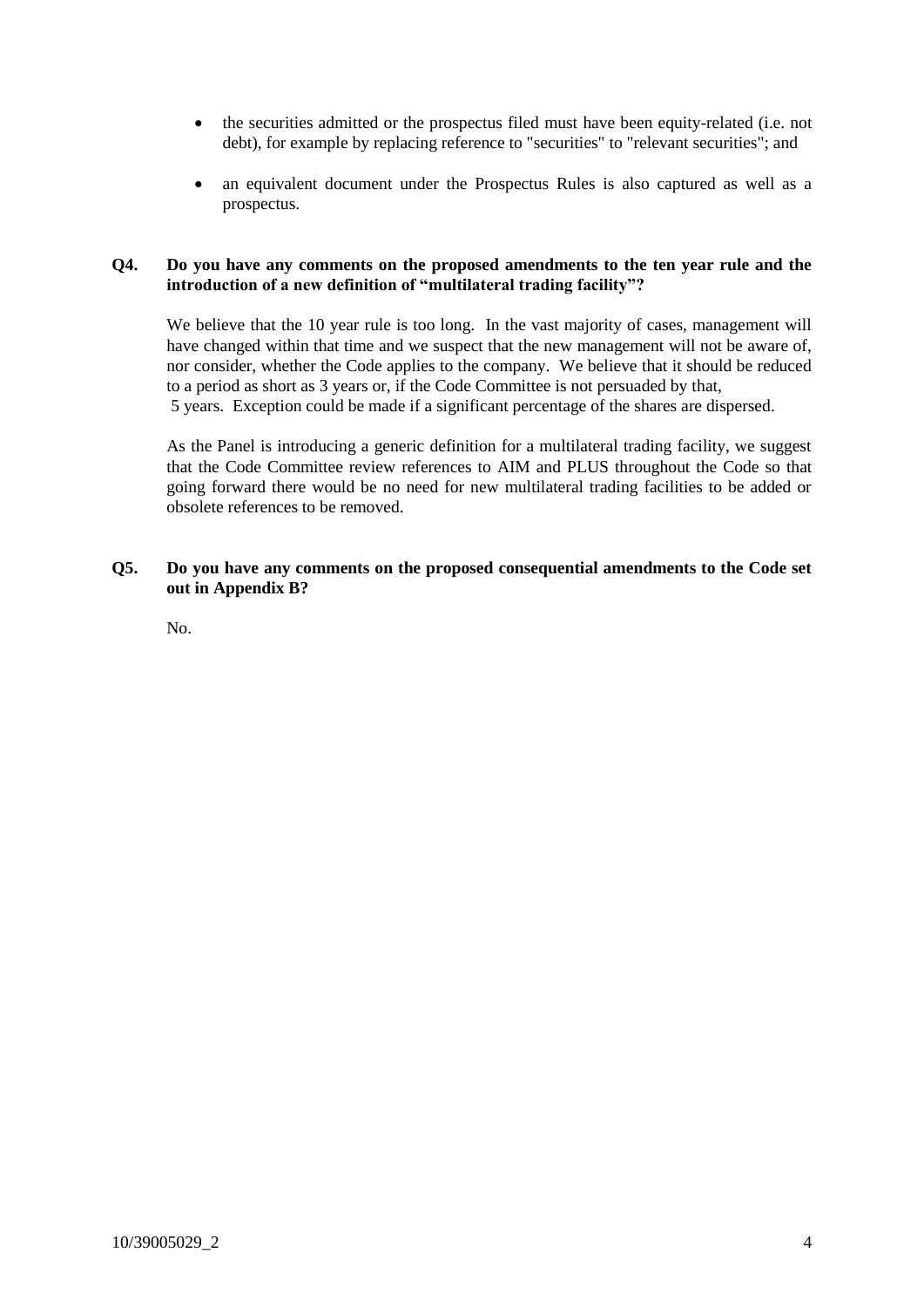- the securities admitted or the prospectus filed must have been equity-related (i.e. not debt), for example by replacing reference to "securities" to "relevant securities"; and
- an equivalent document under the Prospectus Rules is also captured as well as a prospectus.

**Q4. Do you have any comments on the proposed amendments to the ten year rule and the introduction of a new definition of "multilateral trading facility"?**

We believe that the 10 year rule is too long. In the vast majority of cases, management will have changed within that time and we suspect that the new management will not be aware of, nor consider, whether the Code applies to the company. We believe that it should be reduced to a period as short as 3 years or, if the Code Committee is not persuaded by that, 5 years. Exception could be made if a significant percentage of the shares are dispersed.

As the Panel is introducing a generic definition for a multilateral trading facility, we suggest that the Code Committee review references to AIM and PLUS throughout the Code so that going forward there would be no need for new multilateral trading facilities to be added or obsolete references to be removed.

**Q5. Do you have any comments on the proposed consequential amendments to the Code set out in Appendix B?**

No.

10/39005029_2